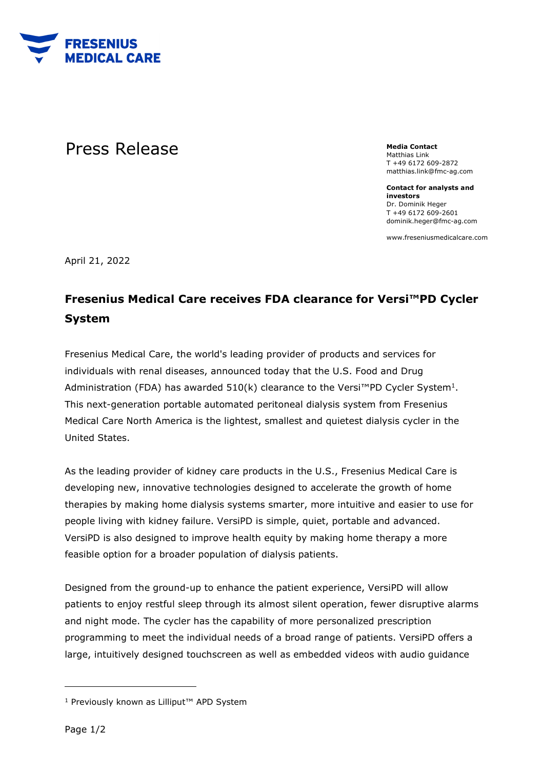FRESENIUS MEDICAL CARE

# Press Release

**Media Contact**
Matthias Link
T +49 6172 609-2872
matthias.link@fmc-ag.com

**Contact for analysts and investors**
Dr. Dominik Heger
T +49 6172 609-2601
dominik.heger@fmc-ag.com

www.freseniusmedicalcare.com

April 21, 2022

## Fresenius Medical Care receives FDA clearance for Versi™PD Cycler System

Fresenius Medical Care, the world's leading provider of products and services for individuals with renal diseases, announced today that the U.S. Food and Drug Administration (FDA) has awarded 510(k) clearance to the Versi™PD Cycler System[1]. This next-generation portable automated peritoneal dialysis system from Fresenius Medical Care North America is the lightest, smallest and quietest dialysis cycler in the United States.

As the leading provider of kidney care products in the U.S., Fresenius Medical Care is developing new, innovative technologies designed to accelerate the growth of home therapies by making home dialysis systems smarter, more intuitive and easier to use for people living with kidney failure. VersiPD is simple, quiet, portable and advanced. VersiPD is also designed to improve health equity by making home therapy a more feasible option for a broader population of dialysis patients.

Designed from the ground-up to enhance the patient experience, VersiPD will allow patients to enjoy restful sleep through its almost silent operation, fewer disruptive alarms and night mode. The cycler has the capability of more personalized prescription programming to meet the individual needs of a broad range of patients. VersiPD offers a large, intuitively designed touchscreen as well as embedded videos with audio guidance

[1] Previously known as Lilliput™ APD System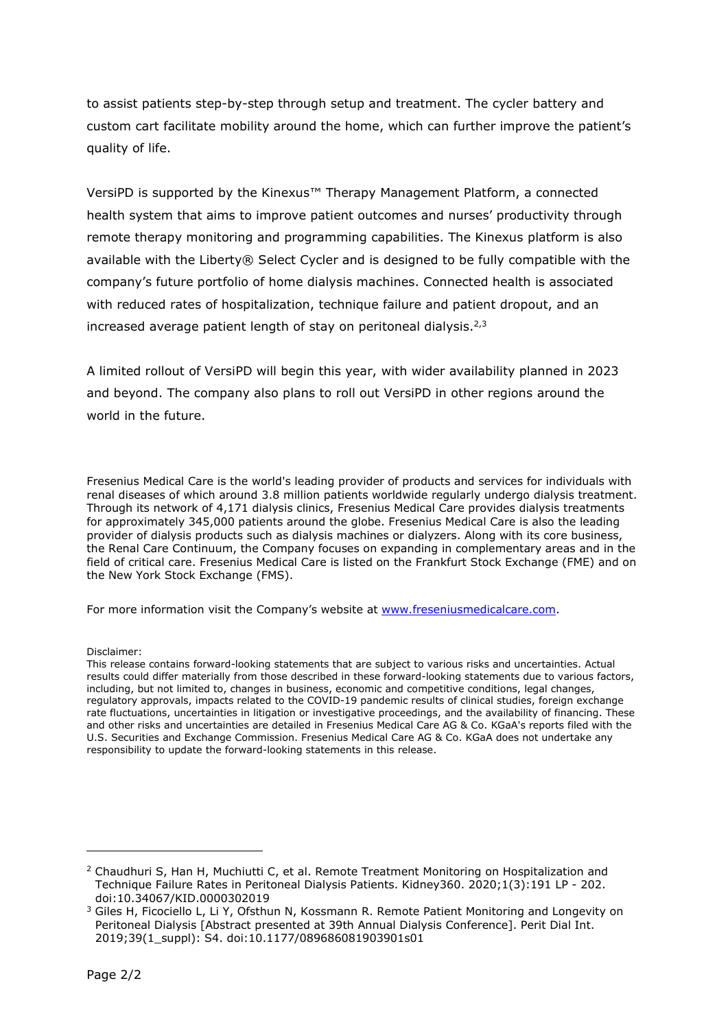to assist patients step-by-step through setup and treatment. The cycler battery and custom cart facilitate mobility around the home, which can further improve the patient's quality of life.

VersiPD is supported by the Kinexus™ Therapy Management Platform, a connected health system that aims to improve patient outcomes and nurses' productivity through remote therapy monitoring and programming capabilities. The Kinexus platform is also available with the Liberty® Select Cycler and is designed to be fully compatible with the company's future portfolio of home dialysis machines. Connected health is associated with reduced rates of hospitalization, technique failure and patient dropout, and an increased average patient length of stay on peritoneal dialysis.[2,3]

A limited rollout of VersiPD will begin this year, with wider availability planned in 2023 and beyond. The company also plans to roll out VersiPD in other regions around the world in the future.

Fresenius Medical Care is the world's leading provider of products and services for individuals with renal diseases of which around 3.8 million patients worldwide regularly undergo dialysis treatment. Through its network of 4,171 dialysis clinics, Fresenius Medical Care provides dialysis treatments for approximately 345,000 patients around the globe. Fresenius Medical Care is also the leading provider of dialysis products such as dialysis machines or dialyzers. Along with its core business, the Renal Care Continuum, the Company focuses on expanding in complementary areas and in the field of critical care. Fresenius Medical Care is listed on the Frankfurt Stock Exchange (FME) and on the New York Stock Exchange (FMS).

For more information visit the Company's website at [www.freseniusmedicalcare.com](http://www.freseniusmedicalcare.com).

Disclaimer:
This release contains forward-looking statements that are subject to various risks and uncertainties. Actual results could differ materially from those described in these forward-looking statements due to various factors, including, but not limited to, changes in business, economic and competitive conditions, legal changes, regulatory approvals, impacts related to the COVID-19 pandemic results of clinical studies, foreign exchange rate fluctuations, uncertainties in litigation or investigative proceedings, and the availability of financing. These and other risks and uncertainties are detailed in Fresenius Medical Care AG & Co. KGaA's reports filed with the U.S. Securities and Exchange Commission. Fresenius Medical Care AG & Co. KGaA does not undertake any responsibility to update the forward-looking statements in this release.

---

[2] Chaudhuri S, Han H, Muchiutti C, et al. Remote Treatment Monitoring on Hospitalization and Technique Failure Rates in Peritoneal Dialysis Patients. Kidney360. 2020;1(3):191 LP - 202. doi:10.34067/KID.0000302019

[3] Giles H, Ficociello L, Li Y, Ofsthun N, Kossmann R. Remote Patient Monitoring and Longevity on Peritoneal Dialysis [Abstract presented at 39th Annual Dialysis Conference]. Perit Dial Int. 2019;39(1_suppl): S4. doi:10.1177/089686081903901s01